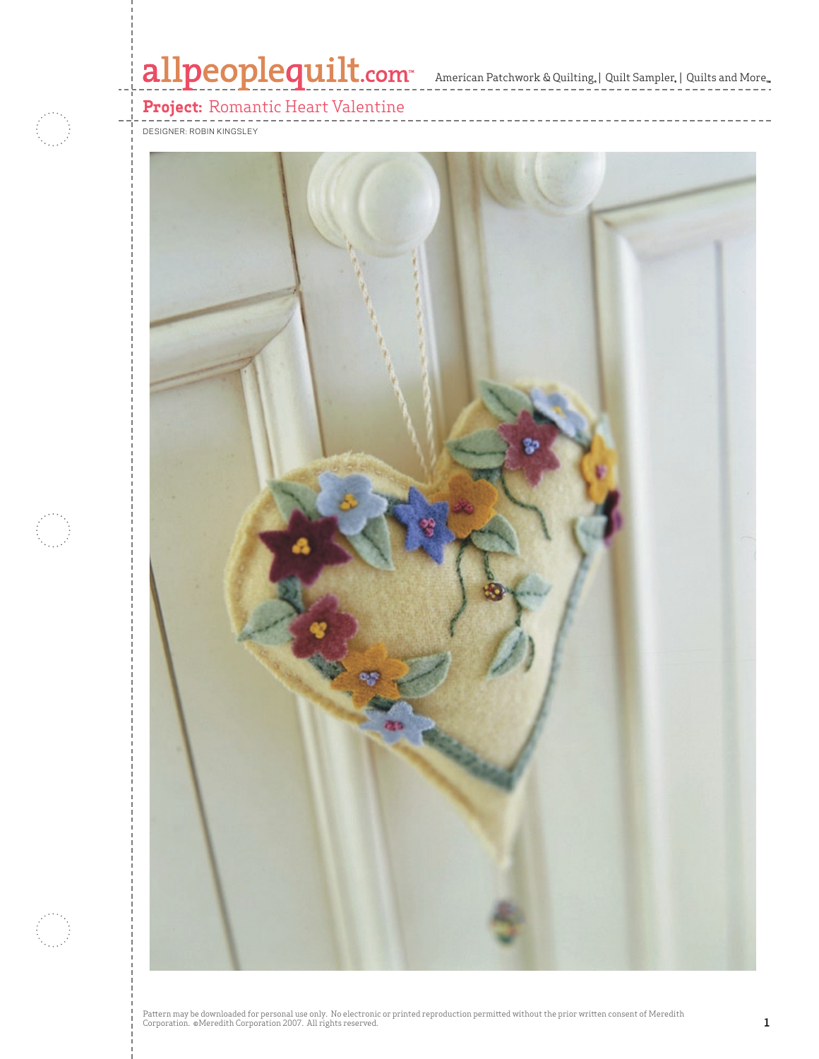allpeoplequilt.com™ American Patchwork & Quilting® | Quilt Sampler® | Quilts and More™

**Project:** Romantic Heart Valentine

DESIGNER: ROBIN KINGSLEY

Pattern may be downloaded for personal use only. No electronic or printed reproduction permitted without the prior written consent of Meredith Corporation. ©Meredith Corporation 2007. All rights reserved.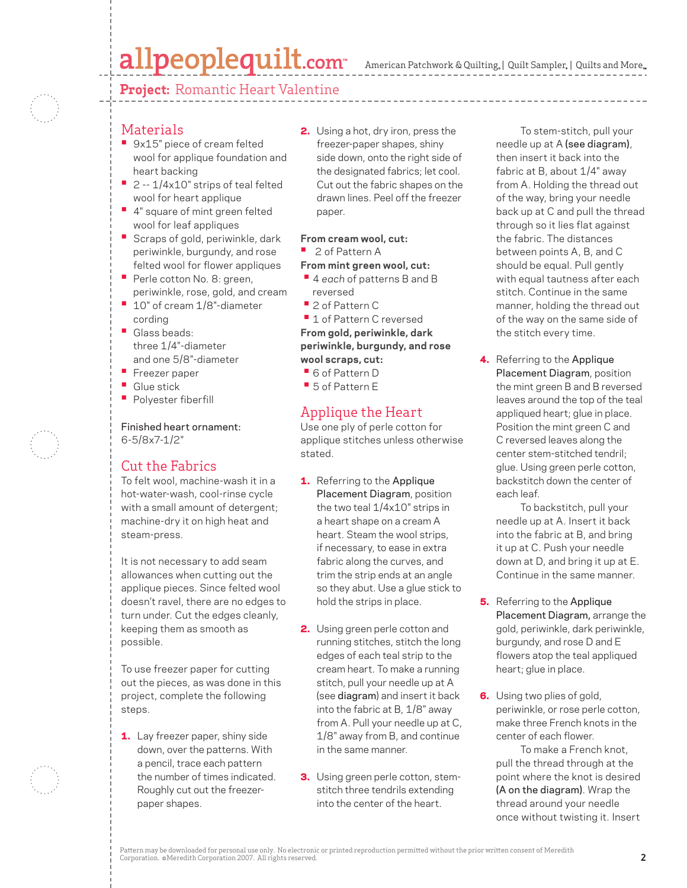**Project:** Romantic Heart Valentine

## Materials

- 9x15" piece of cream felted wool for applique foundation and heart backing
- 2 -- 1/4x10" strips of teal felted wool for heart applique
- 4" square of mint green felted wool for leaf appliques
- Scraps of gold, periwinkle, dark periwinkle, burgundy, and rose felted wool for flower appliques
- Perle cotton No. 8: green, periwinkle, rose, gold, and cream
- 10" of cream 1/8"-diameter cording
- Glass beads: three 1/4"-diameter and one 5/8"-diameter
- Freezer paper
- Glue stick
- Polyester fiberfill

Finished heart ornament: 6-5/8x7-1/2"

## Cut the Fabrics

To felt wool, machine-wash it in a hot-water-wash, cool-rinse cycle with a small amount of detergent; machine-dry it on high heat and steam-press.

It is not necessary to add seam allowances when cutting out the applique pieces. Since felted wool doesn't ravel, there are no edges to turn under. Cut the edges cleanly, keeping them as smooth as possible.

To use freezer paper for cutting out the pieces, as was done in this project, complete the following steps.

1. Lay freezer paper, shiny side down, over the patterns. With a pencil, trace each pattern the number of times indicated. Roughly cut out the freezer-paper shapes.
2. Using a hot, dry iron, press the freezer-paper shapes, shiny side down, onto the right side of the designated fabrics; let cool. Cut out the fabric shapes on the drawn lines. Peel off the freezer paper.

**From cream wool, cut:**

- 2 of Pattern A

**From mint green wool, cut:**

- 4 *each* of patterns B and B reversed
- 2 of Pattern C
- 1 of Pattern C reversed

**From gold, periwinkle, dark periwinkle, burgundy, and rose wool scraps, cut:**

- 6 of Pattern D
- 5 of Pattern E

## Applique the Heart

Use one ply of perle cotton for applique stitches unless otherwise stated.

1. Referring to the Applique Placement Diagram, position the two teal 1/4x10" strips in a heart shape on a cream A heart. Steam the wool strips, if necessary, to ease in extra fabric along the curves, and trim the strip ends at an angle so they abut. Use a glue stick to hold the strips in place.
2. Using green perle cotton and running stitches, stitch the long edges of each teal strip to the cream heart. To make a running stitch, pull your needle up at A (see diagram) and insert it back into the fabric at B, 1/8" away from A. Pull your needle up at C, 1/8" away from B, and continue in the same manner.
3. Using green perle cotton, stem-stitch three tendrils extending into the center of the heart.

   To stem-stitch, pull your needle up at A (see diagram), then insert it back into the fabric at B, about 1/4" away from A. Holding the thread out of the way, bring your needle back up at C and pull the thread through so it lies flat against the fabric. The distances between points A, B, and C should be equal. Pull gently with equal tautness after each stitch. Continue in the same manner, holding the thread out of the way on the same side of the stitch every time.
4. Referring to the Applique Placement Diagram, position the mint green B and B reversed leaves around the top of the teal appliqued heart; glue in place. Position the mint green C and C reversed leaves along the center stem-stitched tendril; glue. Using green perle cotton, backstitch down the center of each leaf.

   To backstitch, pull your needle up at A. Insert it back into the fabric at B, and bring it up at C. Push your needle down at D, and bring it up at E. Continue in the same manner.
5. Referring to the Applique Placement Diagram, arrange the gold, periwinkle, dark periwinkle, burgundy, and rose D and E flowers atop the teal appliqued heart; glue in place.
6. Using two plies of gold, periwinkle, or rose perle cotton, make three French knots in the center of each flower.

   To make a French knot, pull the thread through at the point where the knot is desired (A on the diagram). Wrap the thread around your needle once without twisting it. Insert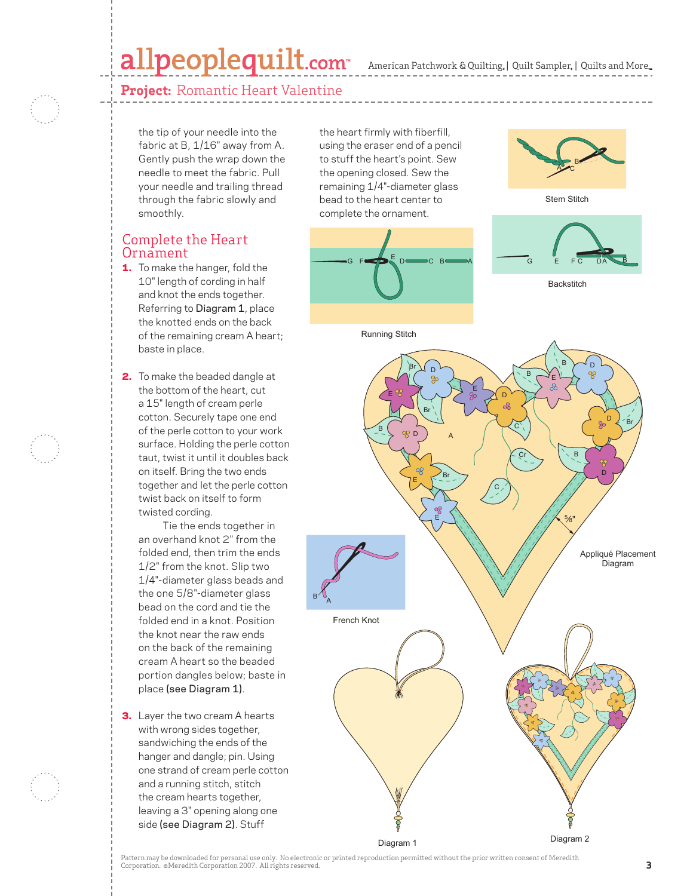the tip of your needle into the fabric at B, 1/16" away from A. Gently push the wrap down the needle to meet the fabric. Pull your needle and trailing thread through the fabric slowly and smoothly.

## Complete the Heart Ornament

1. To make the hanger, fold the 10" length of cording in half and knot the ends together. Referring to Diagram 1, place the knotted ends on the back of the remaining cream A heart; baste in place.

2. To make the beaded dangle at the bottom of the heart, cut a 15" length of cream perle cotton. Securely tape one end of the perle cotton to your work surface. Holding the perle cotton taut, twist it until it doubles back on itself. Bring the two ends together and let the perle cotton twist back on itself to form twisted cording.

   Tie the ends together in an overhand knot 2" from the folded end, then trim the ends 1/2" from the knot. Slip two 1/4"-diameter glass beads and the one 5/8"-diameter glass bead on the cord and tie the folded end in a knot. Position the knot near the raw ends on the back of the remaining cream A heart so the beaded portion dangles below; baste in place **(see Diagram 1)**.

3. Layer the two cream A hearts with wrong sides together, sandwiching the ends of the hanger and dangle; pin. Using one strand of cream perle cotton and a running stitch, stitch the cream hearts together, leaving a 3" opening along one side **(see Diagram 2)**. Stuff the heart firmly with fiberfill, using the eraser end of a pencil to stuff the heart's point. Sew the opening closed. Sew the remaining 1/4"-diameter glass bead to the heart center to complete the ornament.

Stem Stitch

Backstitch

Running Stitch

Appliqué Placement Diagram

French Knot

Diagram 1

Diagram 2

Pattern may be downloaded for personal use only. No electronic or printed reproduction permitted without the prior written consent of Meredith Corporation. ©Meredith Corporation 2007. All rights reserved.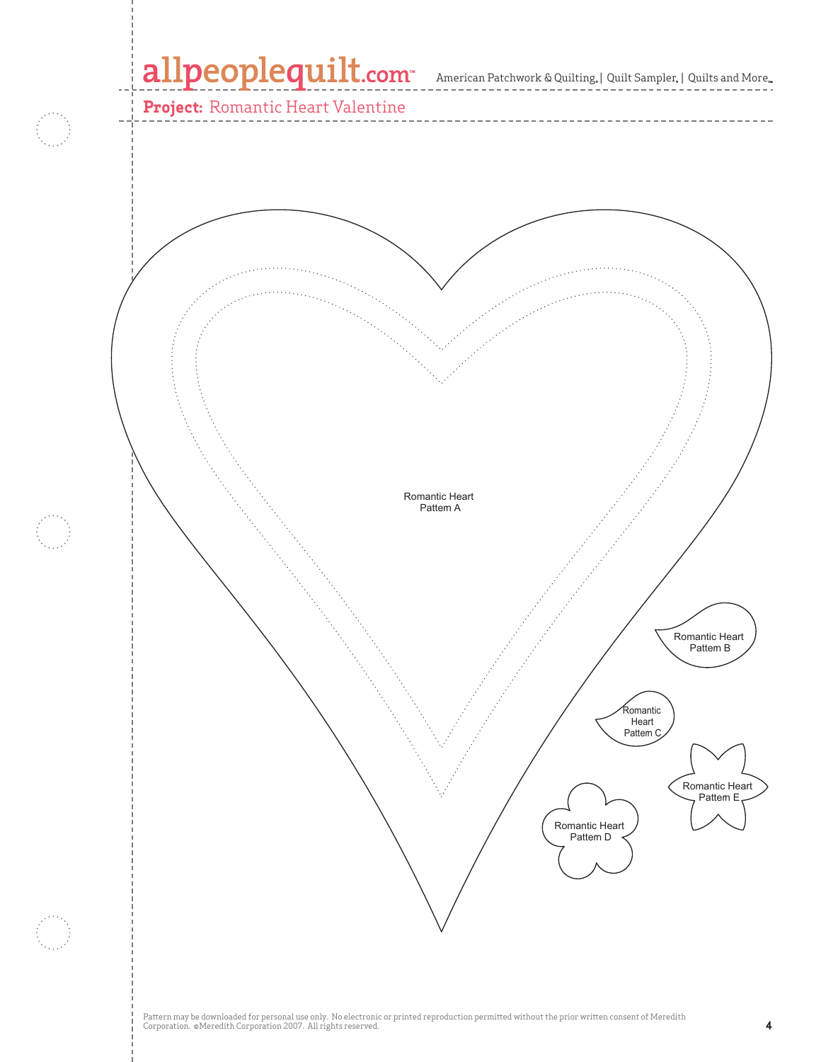**Project:** Romantic Heart Valentine

Romantic Heart Pattern A

Romantic Heart Pattern B

Romantic Heart Pattern C

Romantic Heart Pattern D

Romantic Heart Pattern E

Pattern may be downloaded for personal use only. No electronic or printed reproduction permitted without the prior written consent of Meredith Corporation. ©Meredith Corporation 2007. All rights reserved.